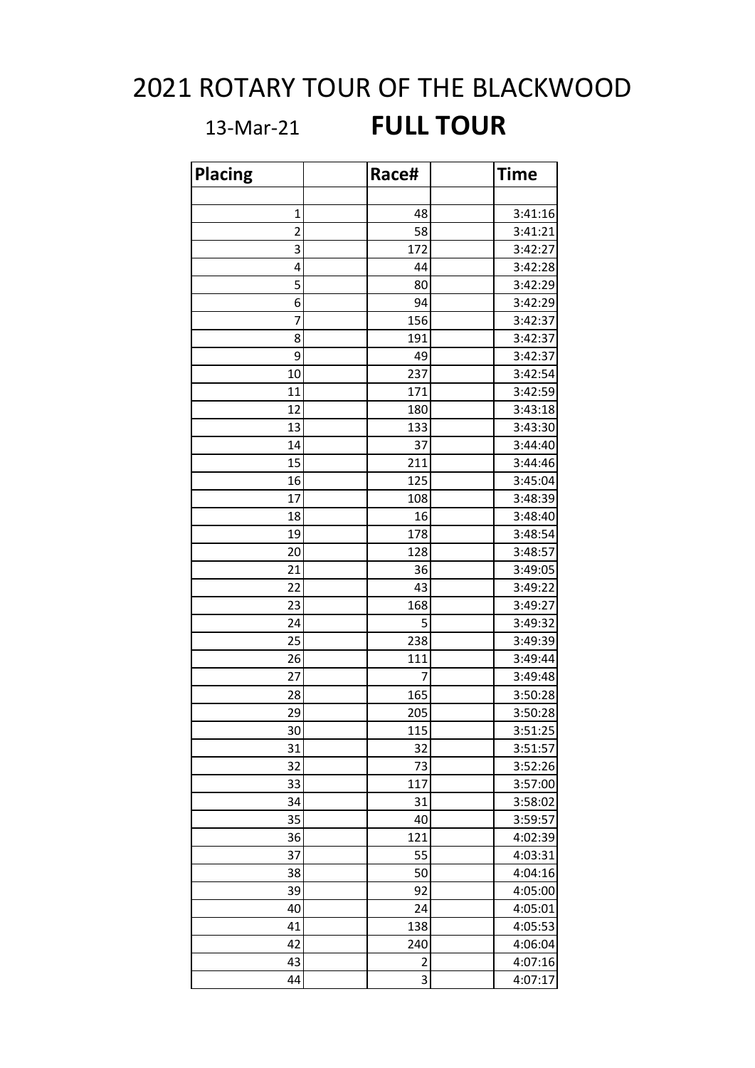# 2021 ROTARY TOUR OF THE BLACKWOOD

13-Mar-21 **FULL TOUR**

| Placing | | Race# | | Time |
|---|---|---|---|---|
| | | | | |
| 1 | | 48 | | 3:41:16 |
| 2 | | 58 | | 3:41:21 |
| 3 | | 172 | | 3:42:27 |
| 4 | | 44 | | 3:42:28 |
| 5 | | 80 | | 3:42:29 |
| 6 | | 94 | | 3:42:29 |
| 7 | | 156 | | 3:42:37 |
| 8 | | 191 | | 3:42:37 |
| 9 | | 49 | | 3:42:37 |
| 10 | | 237 | | 3:42:54 |
| 11 | | 171 | | 3:42:59 |
| 12 | | 180 | | 3:43:18 |
| 13 | | 133 | | 3:43:30 |
| 14 | | 37 | | 3:44:40 |
| 15 | | 211 | | 3:44:46 |
| 16 | | 125 | | 3:45:04 |
| 17 | | 108 | | 3:48:39 |
| 18 | | 16 | | 3:48:40 |
| 19 | | 178 | | 3:48:54 |
| 20 | | 128 | | 3:48:57 |
| 21 | | 36 | | 3:49:05 |
| 22 | | 43 | | 3:49:22 |
| 23 | | 168 | | 3:49:27 |
| 24 | | 5 | | 3:49:32 |
| 25 | | 238 | | 3:49:39 |
| 26 | | 111 | | 3:49:44 |
| 27 | | 7 | | 3:49:48 |
| 28 | | 165 | | 3:50:28 |
| 29 | | 205 | | 3:50:28 |
| 30 | | 115 | | 3:51:25 |
| 31 | | 32 | | 3:51:57 |
| 32 | | 73 | | 3:52:26 |
| 33 | | 117 | | 3:57:00 |
| 34 | | 31 | | 3:58:02 |
| 35 | | 40 | | 3:59:57 |
| 36 | | 121 | | 4:02:39 |
| 37 | | 55 | | 4:03:31 |
| 38 | | 50 | | 4:04:16 |
| 39 | | 92 | | 4:05:00 |
| 40 | | 24 | | 4:05:01 |
| 41 | | 138 | | 4:05:53 |
| 42 | | 240 | | 4:06:04 |
| 43 | | 2 | | 4:07:16 |
| 44 | | 3 | | 4:07:17 |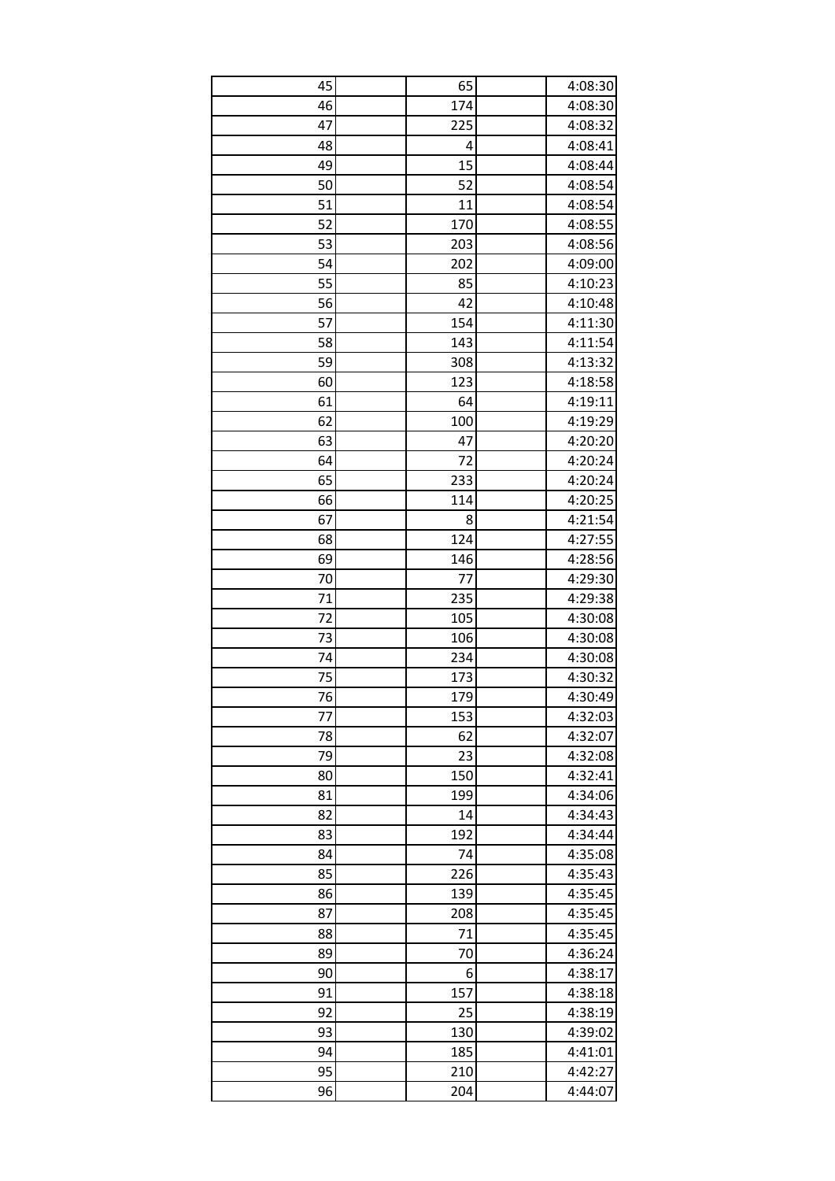| | | | | |
|---|---|---|---|---|
| 45 | | 65 | | 4:08:30 |
| 46 | | 174 | | 4:08:30 |
| 47 | | 225 | | 4:08:32 |
| 48 | | 4 | | 4:08:41 |
| 49 | | 15 | | 4:08:44 |
| 50 | | 52 | | 4:08:54 |
| 51 | | 11 | | 4:08:54 |
| 52 | | 170 | | 4:08:55 |
| 53 | | 203 | | 4:08:56 |
| 54 | | 202 | | 4:09:00 |
| 55 | | 85 | | 4:10:23 |
| 56 | | 42 | | 4:10:48 |
| 57 | | 154 | | 4:11:30 |
| 58 | | 143 | | 4:11:54 |
| 59 | | 308 | | 4:13:32 |
| 60 | | 123 | | 4:18:58 |
| 61 | | 64 | | 4:19:11 |
| 62 | | 100 | | 4:19:29 |
| 63 | | 47 | | 4:20:20 |
| 64 | | 72 | | 4:20:24 |
| 65 | | 233 | | 4:20:24 |
| 66 | | 114 | | 4:20:25 |
| 67 | | 8 | | 4:21:54 |
| 68 | | 124 | | 4:27:55 |
| 69 | | 146 | | 4:28:56 |
| 70 | | 77 | | 4:29:30 |
| 71 | | 235 | | 4:29:38 |
| 72 | | 105 | | 4:30:08 |
| 73 | | 106 | | 4:30:08 |
| 74 | | 234 | | 4:30:08 |
| 75 | | 173 | | 4:30:32 |
| 76 | | 179 | | 4:30:49 |
| 77 | | 153 | | 4:32:03 |
| 78 | | 62 | | 4:32:07 |
| 79 | | 23 | | 4:32:08 |
| 80 | | 150 | | 4:32:41 |
| 81 | | 199 | | 4:34:06 |
| 82 | | 14 | | 4:34:43 |
| 83 | | 192 | | 4:34:44 |
| 84 | | 74 | | 4:35:08 |
| 85 | | 226 | | 4:35:43 |
| 86 | | 139 | | 4:35:45 |
| 87 | | 208 | | 4:35:45 |
| 88 | | 71 | | 4:35:45 |
| 89 | | 70 | | 4:36:24 |
| 90 | | 6 | | 4:38:17 |
| 91 | | 157 | | 4:38:18 |
| 92 | | 25 | | 4:38:19 |
| 93 | | 130 | | 4:39:02 |
| 94 | | 185 | | 4:41:01 |
| 95 | | 210 | | 4:42:27 |
| 96 | | 204 | | 4:44:07 |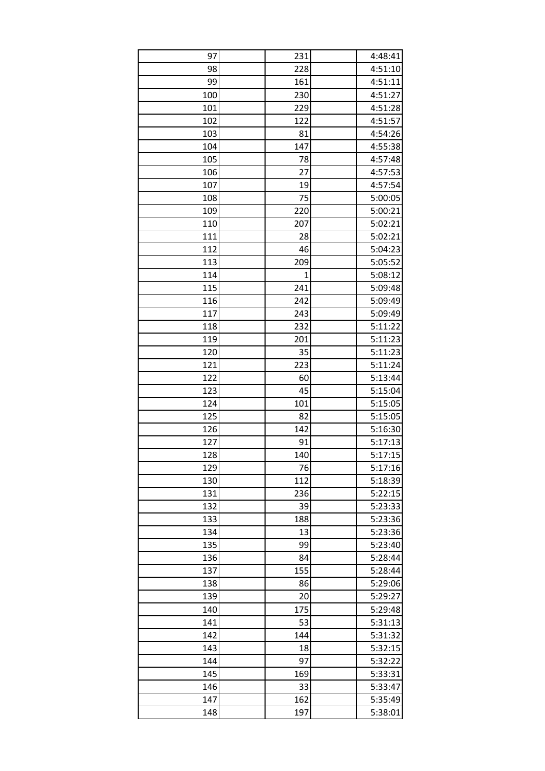| | | |
|---|---|---|
| 97 | 231 | 4:48:41 |
| 98 | 228 | 4:51:10 |
| 99 | 161 | 4:51:11 |
| 100 | 230 | 4:51:27 |
| 101 | 229 | 4:51:28 |
| 102 | 122 | 4:51:57 |
| 103 | 81 | 4:54:26 |
| 104 | 147 | 4:55:38 |
| 105 | 78 | 4:57:48 |
| 106 | 27 | 4:57:53 |
| 107 | 19 | 4:57:54 |
| 108 | 75 | 5:00:05 |
| 109 | 220 | 5:00:21 |
| 110 | 207 | 5:02:21 |
| 111 | 28 | 5:02:21 |
| 112 | 46 | 5:04:23 |
| 113 | 209 | 5:05:52 |
| 114 | 1 | 5:08:12 |
| 115 | 241 | 5:09:48 |
| 116 | 242 | 5:09:49 |
| 117 | 243 | 5:09:49 |
| 118 | 232 | 5:11:22 |
| 119 | 201 | 5:11:23 |
| 120 | 35 | 5:11:23 |
| 121 | 223 | 5:11:24 |
| 122 | 60 | 5:13:44 |
| 123 | 45 | 5:15:04 |
| 124 | 101 | 5:15:05 |
| 125 | 82 | 5:15:05 |
| 126 | 142 | 5:16:30 |
| 127 | 91 | 5:17:13 |
| 128 | 140 | 5:17:15 |
| 129 | 76 | 5:17:16 |
| 130 | 112 | 5:18:39 |
| 131 | 236 | 5:22:15 |
| 132 | 39 | 5:23:33 |
| 133 | 188 | 5:23:36 |
| 134 | 13 | 5:23:36 |
| 135 | 99 | 5:23:40 |
| 136 | 84 | 5:28:44 |
| 137 | 155 | 5:28:44 |
| 138 | 86 | 5:29:06 |
| 139 | 20 | 5:29:27 |
| 140 | 175 | 5:29:48 |
| 141 | 53 | 5:31:13 |
| 142 | 144 | 5:31:32 |
| 143 | 18 | 5:32:15 |
| 144 | 97 | 5:32:22 |
| 145 | 169 | 5:33:31 |
| 146 | 33 | 5:33:47 |
| 147 | 162 | 5:35:49 |
| 148 | 197 | 5:38:01 |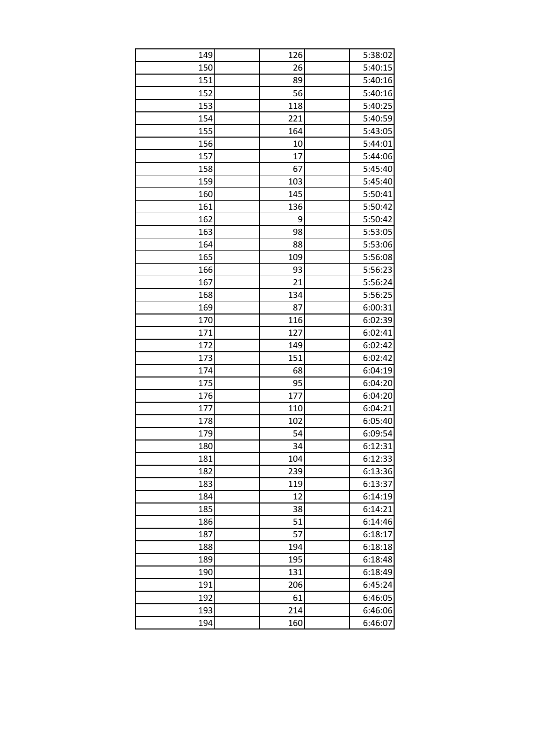| | | |
|---|---|---|
| 149 | 126 | 5:38:02 |
| 150 | 26 | 5:40:15 |
| 151 | 89 | 5:40:16 |
| 152 | 56 | 5:40:16 |
| 153 | 118 | 5:40:25 |
| 154 | 221 | 5:40:59 |
| 155 | 164 | 5:43:05 |
| 156 | 10 | 5:44:01 |
| 157 | 17 | 5:44:06 |
| 158 | 67 | 5:45:40 |
| 159 | 103 | 5:45:40 |
| 160 | 145 | 5:50:41 |
| 161 | 136 | 5:50:42 |
| 162 | 9 | 5:50:42 |
| 163 | 98 | 5:53:05 |
| 164 | 88 | 5:53:06 |
| 165 | 109 | 5:56:08 |
| 166 | 93 | 5:56:23 |
| 167 | 21 | 5:56:24 |
| 168 | 134 | 5:56:25 |
| 169 | 87 | 6:00:31 |
| 170 | 116 | 6:02:39 |
| 171 | 127 | 6:02:41 |
| 172 | 149 | 6:02:42 |
| 173 | 151 | 6:02:42 |
| 174 | 68 | 6:04:19 |
| 175 | 95 | 6:04:20 |
| 176 | 177 | 6:04:20 |
| 177 | 110 | 6:04:21 |
| 178 | 102 | 6:05:40 |
| 179 | 54 | 6:09:54 |
| 180 | 34 | 6:12:31 |
| 181 | 104 | 6:12:33 |
| 182 | 239 | 6:13:36 |
| 183 | 119 | 6:13:37 |
| 184 | 12 | 6:14:19 |
| 185 | 38 | 6:14:21 |
| 186 | 51 | 6:14:46 |
| 187 | 57 | 6:18:17 |
| 188 | 194 | 6:18:18 |
| 189 | 195 | 6:18:48 |
| 190 | 131 | 6:18:49 |
| 191 | 206 | 6:45:24 |
| 192 | 61 | 6:46:05 |
| 193 | 214 | 6:46:06 |
| 194 | 160 | 6:46:07 |